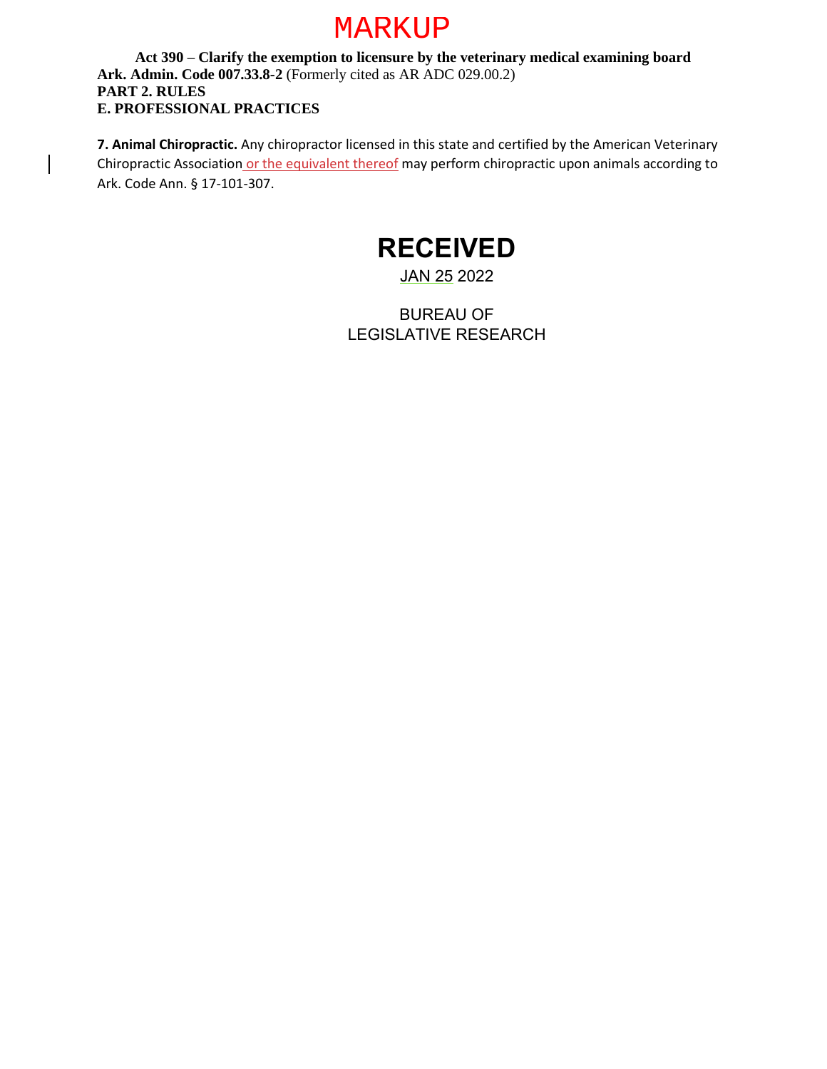# MARKUP

**Act 390 – Clarify the exemption to licensure by the veterinary medical examining board**

**Ark. Admin. Code 007.33.8-2** (Formerly cited as AR ADC 029.00.2)

**PART 2. RULES**

**E. PROFESSIONAL PRACTICES**

**7. Animal Chiropractic.** Any chiropractor licensed in this state and certified by the American Veterinary Chiropractic Association <u>or the equivalent thereof</u> may perform chiropractic upon animals according to Ark. Code Ann. § 17-101-307.

**RECEIVED**

JAN 25 2022

BUREAU OF
LEGISLATIVE RESEARCH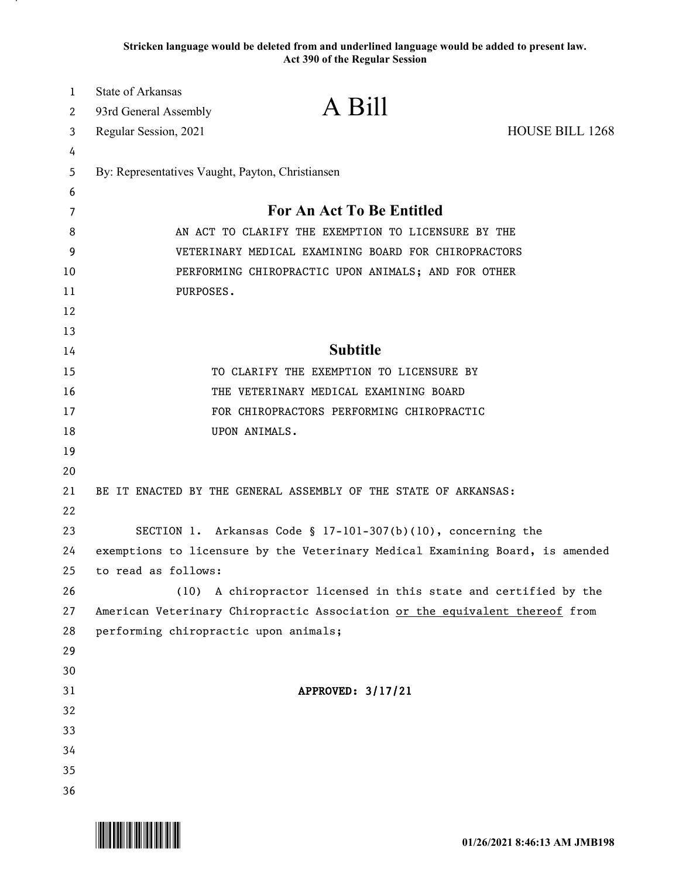**Stricken language would be deleted from and underlined language would be added to present law.**
**Act 390 of the Regular Session**

State of Arkansas
93rd General Assembly
Regular Session, 2021

# A Bill

HOUSE BILL 1268

By: Representatives Vaught, Payton, Christiansen

## For An Act To Be Entitled

AN ACT TO CLARIFY THE EXEMPTION TO LICENSURE BY THE VETERINARY MEDICAL EXAMINING BOARD FOR CHIROPRACTORS PERFORMING CHIROPRACTIC UPON ANIMALS; AND FOR OTHER PURPOSES.

## Subtitle

TO CLARIFY THE EXEMPTION TO LICENSURE BY THE VETERINARY MEDICAL EXAMINING BOARD FOR CHIROPRACTORS PERFORMING CHIROPRACTIC UPON ANIMALS.

BE IT ENACTED BY THE GENERAL ASSEMBLY OF THE STATE OF ARKANSAS:

SECTION 1. Arkansas Code § 17-101-307(b)(10), concerning the exemptions to licensure by the Veterinary Medical Examining Board, is amended to read as follows:

(10) A chiropractor licensed in this state and certified by the American Veterinary Chiropractic Association <u>or the equivalent thereof</u> from performing chiropractic upon animals;

**APPROVED: 3/17/21**

01/26/2021 8:46:13 AM JMB198